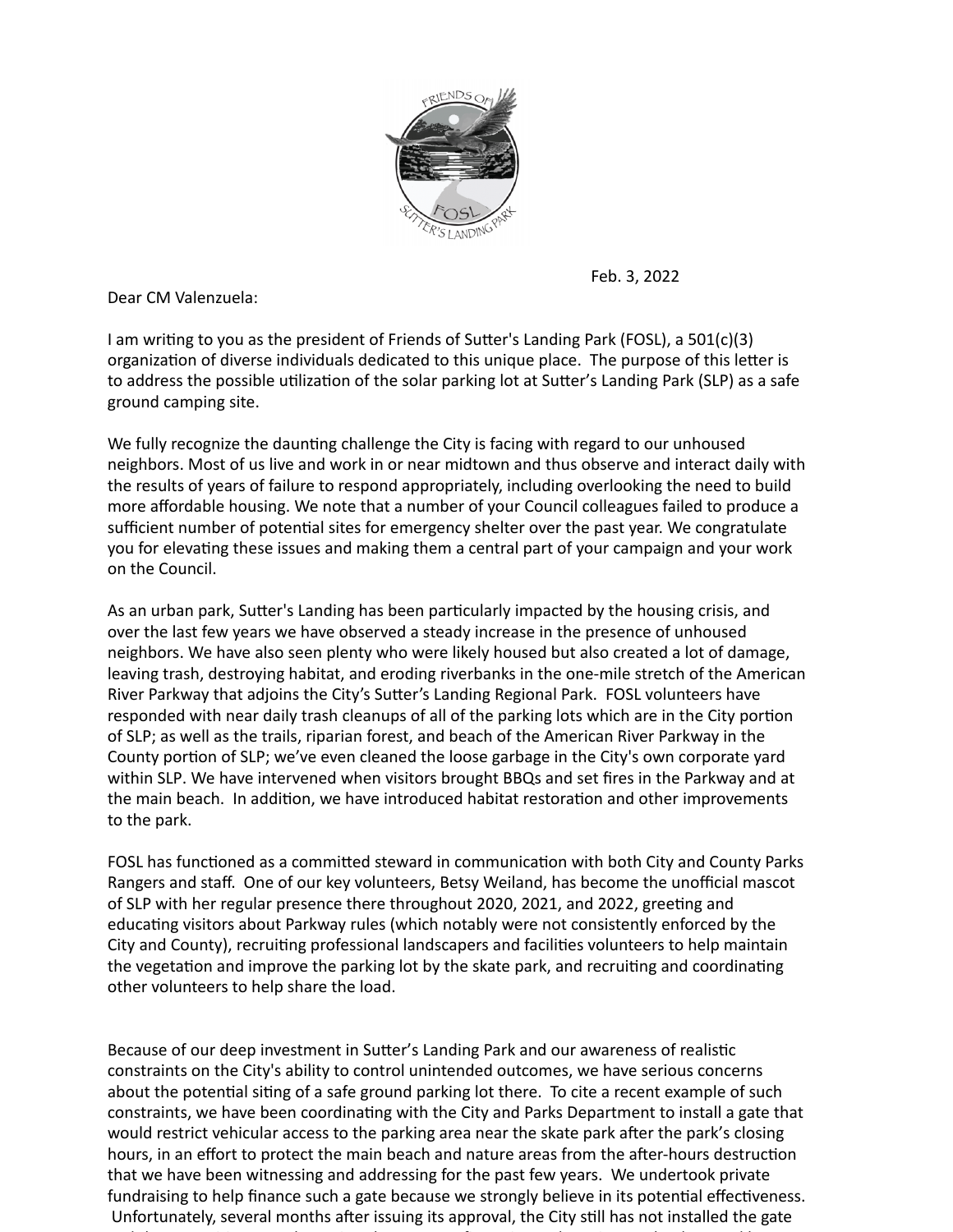Feb. 3, 2022

Dear CM Valenzuela:

I am writing to you as the president of Friends of Sutter's Landing Park (FOSL), a 501(c)(3) organization of diverse individuals dedicated to this unique place. The purpose of this letter is to address the possible utilization of the solar parking lot at Sutter's Landing Park (SLP) as a safe ground camping site.

We fully recognize the daunting challenge the City is facing with regard to our unhoused neighbors. Most of us live and work in or near midtown and thus observe and interact daily with the results of years of failure to respond appropriately, including overlooking the need to build more affordable housing. We note that a number of your Council colleagues failed to produce a sufficient number of potential sites for emergency shelter over the past year. We congratulate you for elevating these issues and making them a central part of your campaign and your work on the Council.

As an urban park, Sutter's Landing has been particularly impacted by the housing crisis, and over the last few years we have observed a steady increase in the presence of unhoused neighbors. We have also seen plenty who were likely housed but also created a lot of damage, leaving trash, destroying habitat, and eroding riverbanks in the one-mile stretch of the American River Parkway that adjoins the City's Sutter's Landing Regional Park. FOSL volunteers have responded with near daily trash cleanups of all of the parking lots which are in the City portion of SLP; as well as the trails, riparian forest, and beach of the American River Parkway in the County portion of SLP; we've even cleaned the loose garbage in the City's own corporate yard within SLP. We have intervened when visitors brought BBQs and set fires in the Parkway and at the main beach. In addition, we have introduced habitat restoration and other improvements to the park.

FOSL has functioned as a committed steward in communication with both City and County Parks Rangers and staff. One of our key volunteers, Betsy Weiland, has become the unofficial mascot of SLP with her regular presence there throughout 2020, 2021, and 2022, greeting and educating visitors about Parkway rules (which notably were not consistently enforced by the City and County), recruiting professional landscapers and facilities volunteers to help maintain the vegetation and improve the parking lot by the skate park, and recruiting and coordinating other volunteers to help share the load.

Because of our deep investment in Sutter's Landing Park and our awareness of realistic constraints on the City's ability to control unintended outcomes, we have serious concerns about the potential siting of a safe ground parking lot there. To cite a recent example of such constraints, we have been coordinating with the City and Parks Department to install a gate that would restrict vehicular access to the parking area near the skate park after the park's closing hours, in an effort to protect the main beach and nature areas from the after-hours destruction that we have been witnessing and addressing for the past few years. We undertook private fundraising to help finance such a gate because we strongly believe in its potential effectiveness. Unfortunately, several months after issuing its approval, the City still has not installed the gate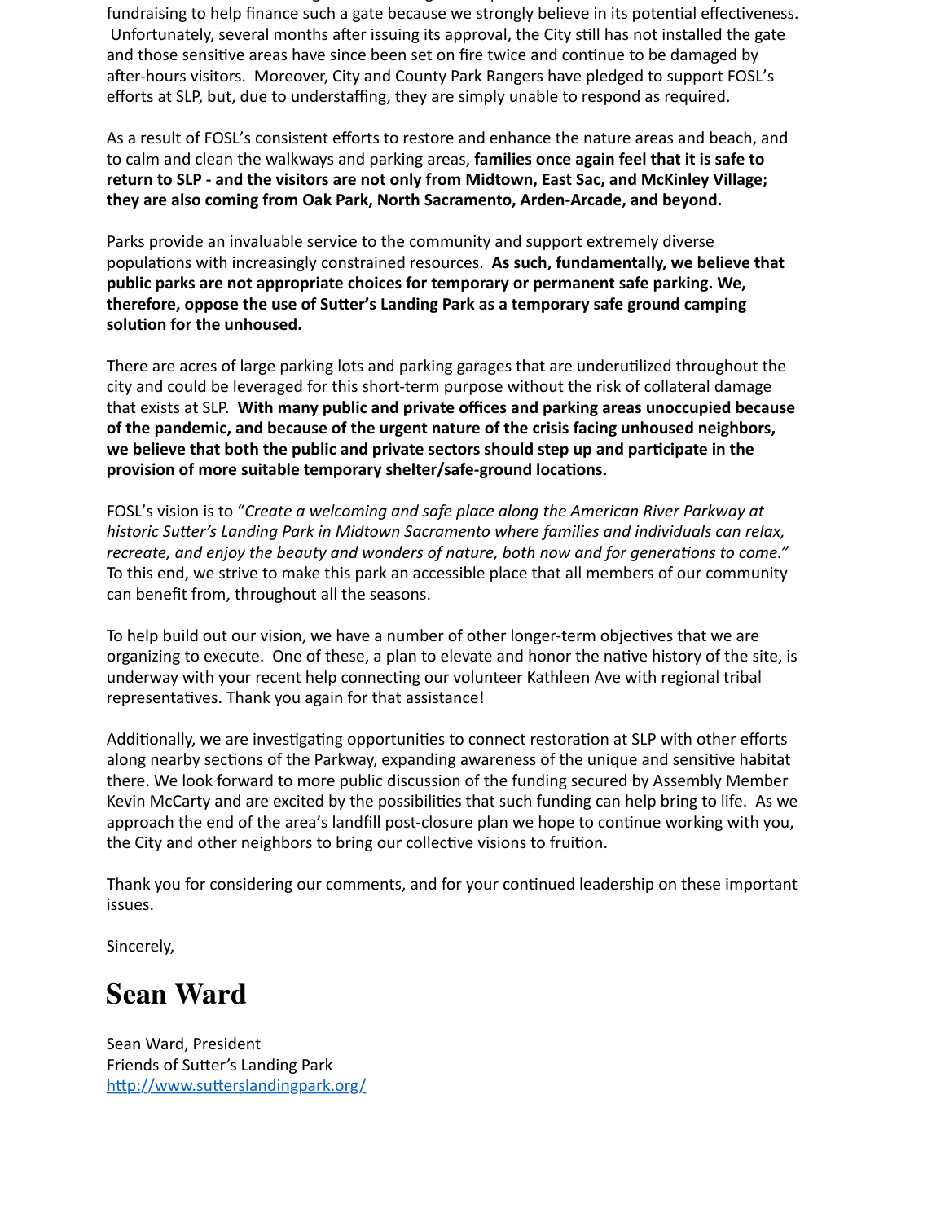fundraising to help finance such a gate because we strongly believe in its potential effectiveness. Unfortunately, several months after issuing its approval, the City still has not installed the gate and those sensitive areas have since been set on fire twice and continue to be damaged by after-hours visitors. Moreover, City and County Park Rangers have pledged to support FOSL's efforts at SLP, but, due to understaffing, they are simply unable to respond as required.

As a result of FOSL's consistent efforts to restore and enhance the nature areas and beach, and to calm and clean the walkways and parking areas, **families once again feel that it is safe to return to SLP - and the visitors are not only from Midtown, East Sac, and McKinley Village; they are also coming from Oak Park, North Sacramento, Arden-Arcade, and beyond.**

Parks provide an invaluable service to the community and support extremely diverse populations with increasingly constrained resources. **As such, fundamentally, we believe that public parks are not appropriate choices for temporary or permanent safe parking. We, therefore, oppose the use of Sutter's Landing Park as a temporary safe ground camping solution for the unhoused.**

There are acres of large parking lots and parking garages that are underutilized throughout the city and could be leveraged for this short-term purpose without the risk of collateral damage that exists at SLP. **With many public and private offices and parking areas unoccupied because of the pandemic, and because of the urgent nature of the crisis facing unhoused neighbors, we believe that both the public and private sectors should step up and participate in the provision of more suitable temporary shelter/safe-ground locations.**

FOSL's vision is to "*Create a welcoming and safe place along the American River Parkway at historic Sutter's Landing Park in Midtown Sacramento where families and individuals can relax, recreate, and enjoy the beauty and wonders of nature, both now and for generations to come.*" To this end, we strive to make this park an accessible place that all members of our community can benefit from, throughout all the seasons.

To help build out our vision, we have a number of other longer-term objectives that we are organizing to execute. One of these, a plan to elevate and honor the native history of the site, is underway with your recent help connecting our volunteer Kathleen Ave with regional tribal representatives. Thank you again for that assistance!

Additionally, we are investigating opportunities to connect restoration at SLP with other efforts along nearby sections of the Parkway, expanding awareness of the unique and sensitive habitat there. We look forward to more public discussion of the funding secured by Assembly Member Kevin McCarty and are excited by the possibilities that such funding can help bring to life. As we approach the end of the area's landfill post-closure plan we hope to continue working with you, the City and other neighbors to bring our collective visions to fruition.

Thank you for considering our comments, and for your continued leadership on these important issues.

Sincerely,

**Sean Ward**

Sean Ward, President
Friends of Sutter's Landing Park
http://www.sutterslandingpark.org/